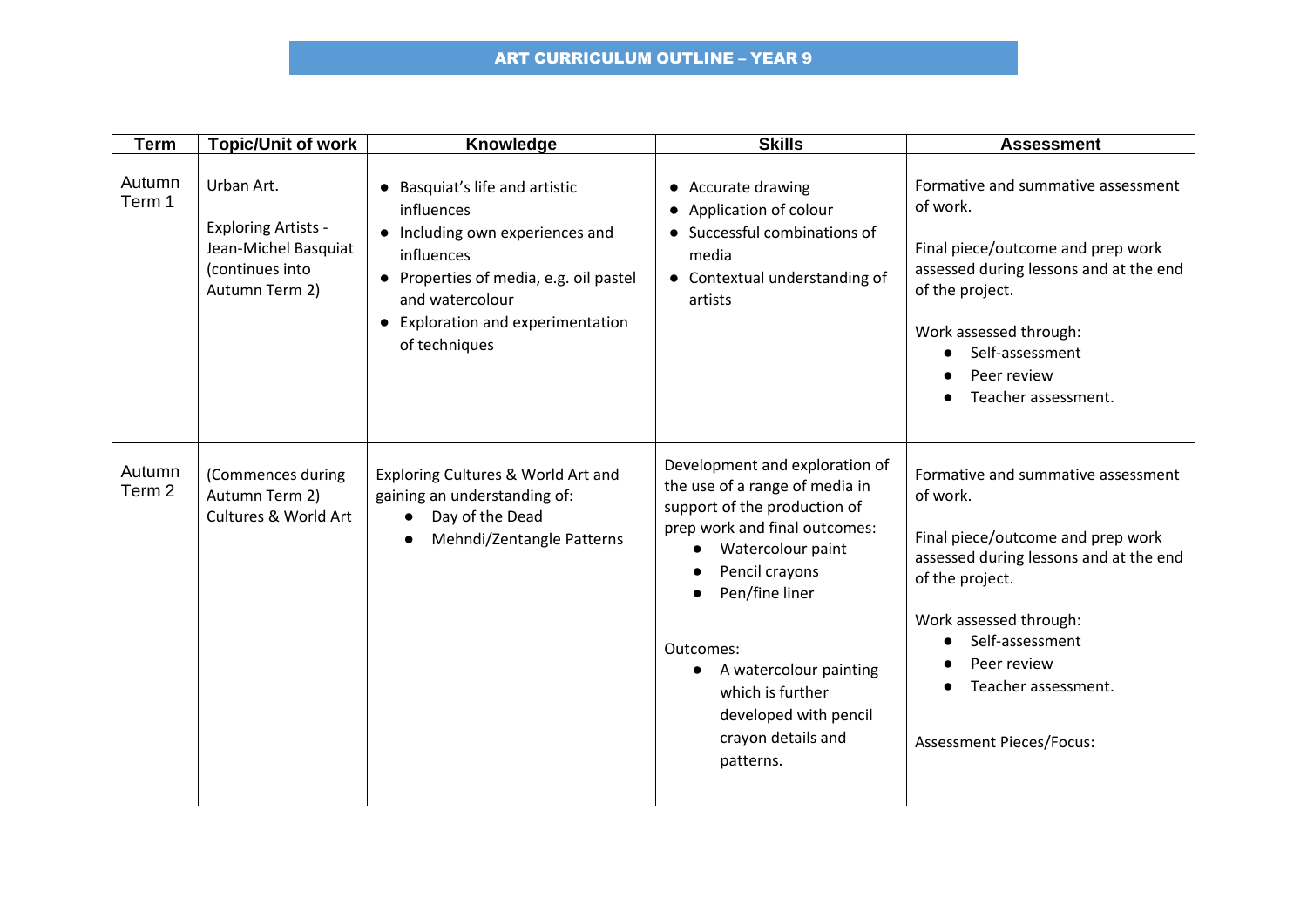# ART CURRICULUM OUTLINE – YEAR 9

| Term | Topic/Unit of work | Knowledge | Skills | Assessment |
|---|---|---|---|---|
| Autumn Term 1 | Urban Art.<br><br>Exploring Artists - Jean-Michel Basquiat (continues into Autumn Term 2) | • Basquiat's life and artistic influences<br>• Including own experiences and influences<br>• Properties of media, e.g. oil pastel and watercolour<br>• Exploration and experimentation of techniques | • Accurate drawing<br>• Application of colour<br>• Successful combinations of media<br>• Contextual understanding of artists | Formative and summative assessment of work.<br><br>Final piece/outcome and prep work assessed during lessons and at the end of the project.<br><br>Work assessed through:<br>• Self-assessment<br>• Peer review<br>• Teacher assessment. |
| Autumn Term 2 | (Commences during Autumn Term 2)<br>Cultures & World Art | Exploring Cultures & World Art and gaining an understanding of:<br>• Day of the Dead<br>• Mehndi/Zentangle Patterns | Development and exploration of the use of a range of media in support of the production of prep work and final outcomes:<br>• Watercolour paint<br>• Pencil crayons<br>• Pen/fine liner<br><br>Outcomes:<br>• A watercolour painting which is further developed with pencil crayon details and patterns. | Formative and summative assessment of work.<br><br>Final piece/outcome and prep work assessed during lessons and at the end of the project.<br><br>Work assessed through:<br>• Self-assessment<br>• Peer review<br>• Teacher assessment.<br><br>Assessment Pieces/Focus: |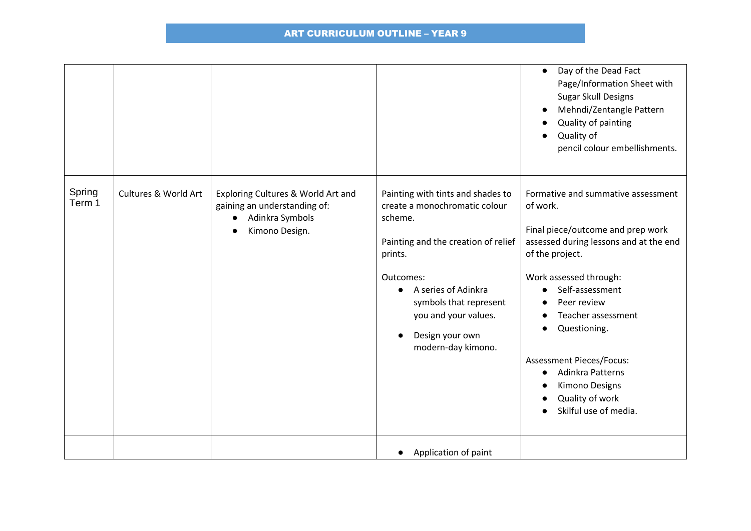# ART CURRICULUM OUTLINE – YEAR 9

| | | | | |
|---|---|---|---|---|
| | | | | • Day of the Dead Fact Page/Information Sheet with Sugar Skull Designs<br>• Mehndi/Zentangle Pattern<br>• Quality of painting<br>• Quality of pencil colour embellishments. |
| Spring Term 1 | Cultures & World Art | Exploring Cultures & World Art and gaining an understanding of:<br>• Adinkra Symbols<br>• Kimono Design. | Painting with tints and shades to create a monochromatic colour scheme.<br><br>Painting and the creation of relief prints.<br><br>Outcomes:<br>• A series of Adinkra symbols that represent you and your values.<br>• Design your own modern-day kimono. | Formative and summative assessment of work.<br><br>Final piece/outcome and prep work assessed during lessons and at the end of the project.<br><br>Work assessed through:<br>• Self-assessment<br>• Peer review<br>• Teacher assessment<br>• Questioning.<br><br>Assessment Pieces/Focus:<br>• Adinkra Patterns<br>• Kimono Designs<br>• Quality of work<br>• Skilful use of media. |
| | | | • Application of paint | |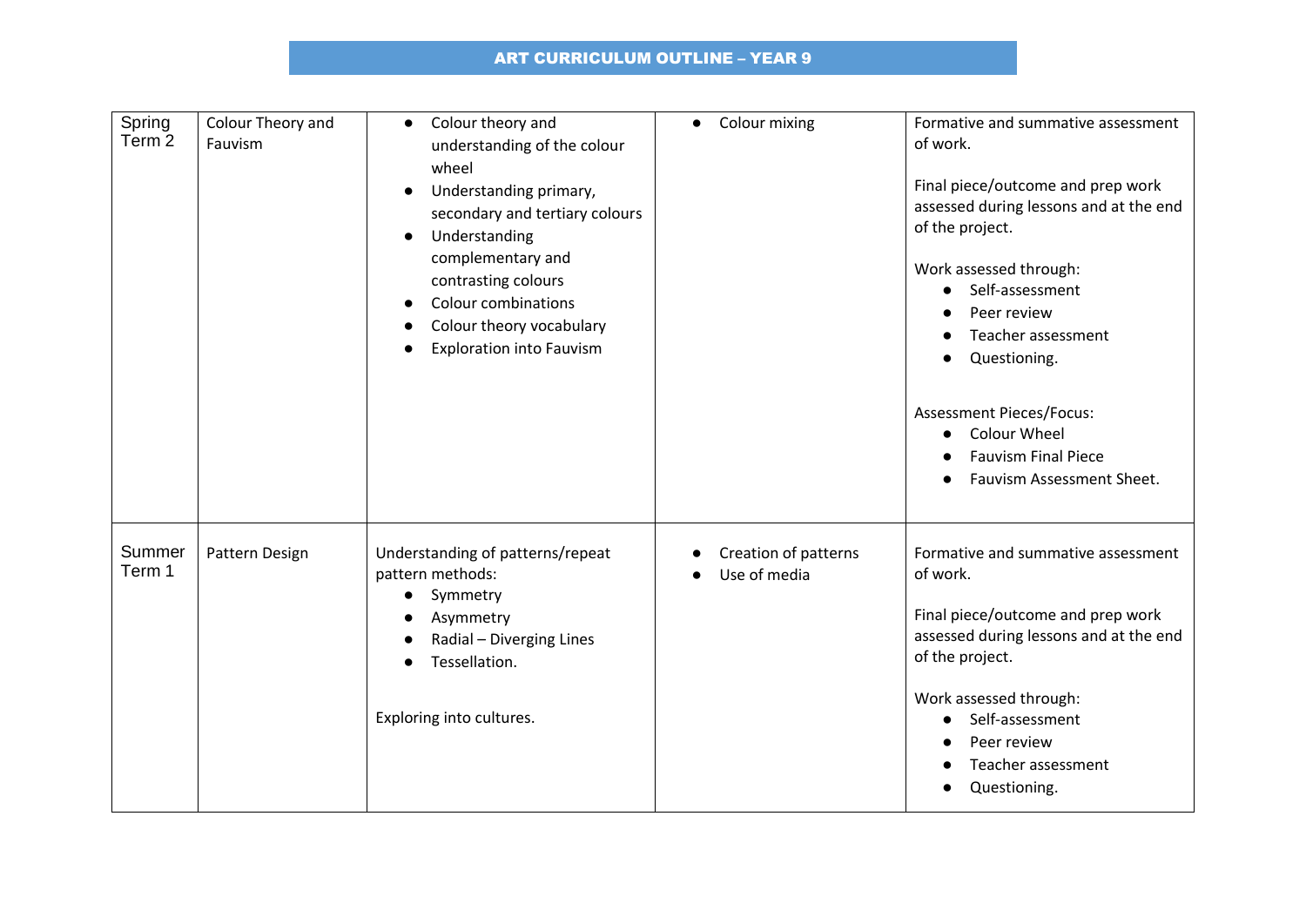## ART CURRICULUM OUTLINE – YEAR 9

| | | | | |
|---|---|---|---|---|
| Spring Term 2 | Colour Theory and Fauvism | • Colour theory and understanding of the colour wheel<br>• Understanding primary, secondary and tertiary colours<br>• Understanding complementary and contrasting colours<br>• Colour combinations<br>• Colour theory vocabulary<br>• Exploration into Fauvism | • Colour mixing | Formative and summative assessment of work.<br><br>Final piece/outcome and prep work assessed during lessons and at the end of the project.<br><br>Work assessed through:<br>• Self-assessment<br>• Peer review<br>• Teacher assessment<br>• Questioning.<br><br>Assessment Pieces/Focus:<br>• Colour Wheel<br>• Fauvism Final Piece<br>• Fauvism Assessment Sheet. |
| Summer Term 1 | Pattern Design | Understanding of patterns/repeat pattern methods:<br>• Symmetry<br>• Asymmetry<br>• Radial – Diverging Lines<br>• Tessellation.<br><br>Exploring into cultures. | • Creation of patterns<br>• Use of media | Formative and summative assessment of work.<br><br>Final piece/outcome and prep work assessed during lessons and at the end of the project.<br><br>Work assessed through:<br>• Self-assessment<br>• Peer review<br>• Teacher assessment<br>• Questioning. |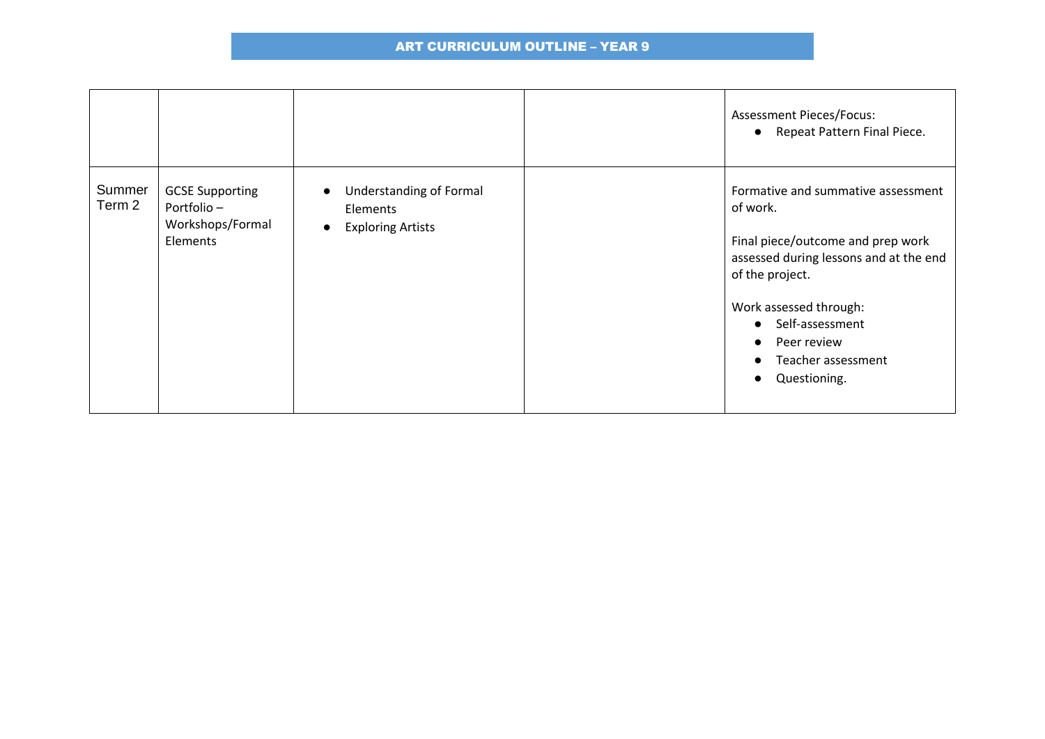## ART CURRICULUM OUTLINE – YEAR 9

| | | | | |
|---|---|---|---|---|
| | | | | Assessment Pieces/Focus:<br>● Repeat Pattern Final Piece. |
| Summer Term 2 | GCSE Supporting Portfolio – Workshops/Formal Elements | ● Understanding of Formal Elements<br>● Exploring Artists | | Formative and summative assessment of work.<br><br>Final piece/outcome and prep work assessed during lessons and at the end of the project.<br><br>Work assessed through:<br>● Self-assessment<br>● Peer review<br>● Teacher assessment<br>● Questioning. |